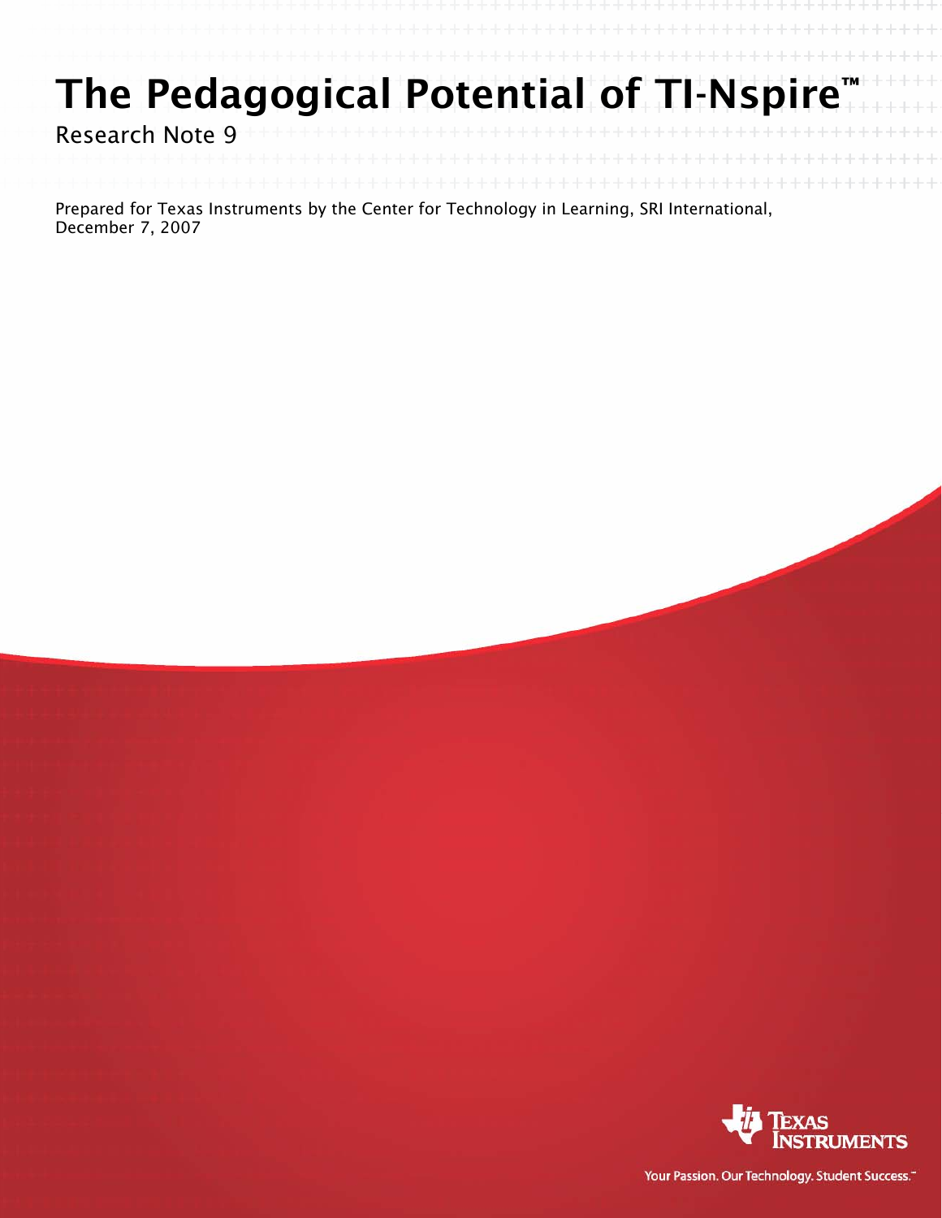# The Pedagogical Potential of TI-Nspire™

Research Note 9

Prepared for Texas Instruments by the Center for Technology in Learning, SRI International, December 7, 2007

Texas Instruments

Your Passion. Our Technology. Student Success.™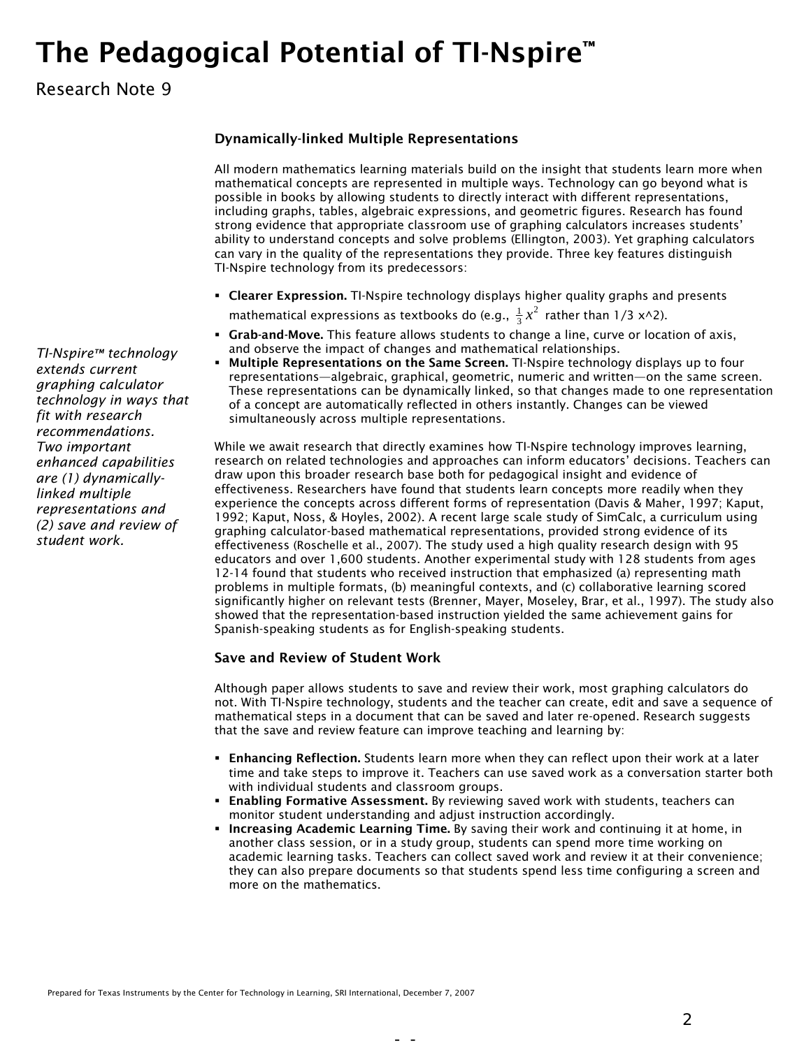## Dynamically-linked Multiple Representations

All modern mathematics learning materials build on the insight that students learn more when mathematical concepts are represented in multiple ways. Technology can go beyond what is possible in books by allowing students to directly interact with different representations, including graphs, tables, algebraic expressions, and geometric figures. Research has found strong evidence that appropriate classroom use of graphing calculators increases students' ability to understand concepts and solve problems (Ellington, 2003). Yet graphing calculators can vary in the quality of the representations they provide. Three key features distinguish TI-Nspire technology from its predecessors:

- **Clearer Expression.** TI-Nspire technology displays higher quality graphs and presents mathematical expressions as textbooks do (e.g., $\frac{1}{3}x^2$ rather than 1/3 x^2).
- **Grab-and-Move.** This feature allows students to change a line, curve or location of axis, and observe the impact of changes and mathematical relationships.
- **Multiple Representations on the Same Screen.** TI-Nspire technology displays up to four representations—algebraic, graphical, geometric, numeric and written—on the same screen. These representations can be dynamically linked, so that changes made to one representation of a concept are automatically reflected in others instantly. Changes can be viewed simultaneously across multiple representations.

*TI-Nspire™ technology extends current graphing calculator technology in ways that fit with research recommendations. Two important enhanced capabilities are (1) dynamically-linked multiple representations and (2) save and review of student work.*

While we await research that directly examines how TI-Nspire technology improves learning, research on related technologies and approaches can inform educators' decisions. Teachers can draw upon this broader research base both for pedagogical insight and evidence of effectiveness. Researchers have found that students learn concepts more readily when they experience the concepts across different forms of representation (Davis & Maher, 1997; Kaput, 1992; Kaput, Noss, & Hoyles, 2002). A recent large scale study of SimCalc, a curriculum using graphing calculator-based mathematical representations, provided strong evidence of its effectiveness (Roschelle et al., 2007). The study used a high quality research design with 95 educators and over 1,600 students. Another experimental study with 128 students from ages 12-14 found that students who received instruction that emphasized (a) representing math problems in multiple formats, (b) meaningful contexts, and (c) collaborative learning scored significantly higher on relevant tests (Brenner, Mayer, Moseley, Brar, et al., 1997). The study also showed that the representation-based instruction yielded the same achievement gains for Spanish-speaking students as for English-speaking students.

## Save and Review of Student Work

Although paper allows students to save and review their work, most graphing calculators do not. With TI-Nspire technology, students and the teacher can create, edit and save a sequence of mathematical steps in a document that can be saved and later re-opened. Research suggests that the save and review feature can improve teaching and learning by:

- **Enhancing Reflection.** Students learn more when they can reflect upon their work at a later time and take steps to improve it. Teachers can use saved work as a conversation starter both with individual students and classroom groups.
- **Enabling Formative Assessment.** By reviewing saved work with students, teachers can monitor student understanding and adjust instruction accordingly.
- **Increasing Academic Learning Time.** By saving their work and continuing it at home, in another class session, or in a study group, students can spend more time working on academic learning tasks. Teachers can collect saved work and review it at their convenience; they can also prepare documents so that students spend less time configuring a screen and more on the mathematics.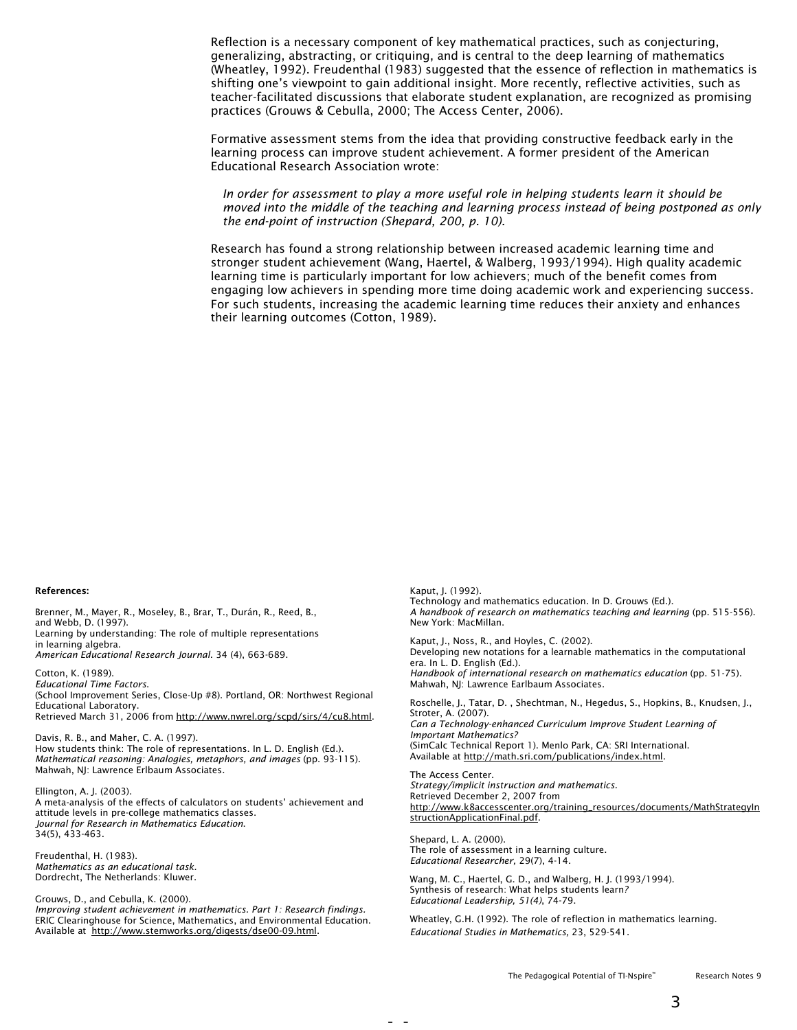Reflection is a necessary component of key mathematical practices, such as conjecturing, generalizing, abstracting, or critiquing, and is central to the deep learning of mathematics (Wheatley, 1992). Freudenthal (1983) suggested that the essence of reflection in mathematics is shifting one's viewpoint to gain additional insight. More recently, reflective activities, such as teacher-facilitated discussions that elaborate student explanation, are recognized as promising practices (Grouws & Cebulla, 2000; The Access Center, 2006).

Formative assessment stems from the idea that providing constructive feedback early in the learning process can improve student achievement. A former president of the American Educational Research Association wrote:

> *In order for assessment to play a more useful role in helping students learn it should be moved into the middle of the teaching and learning process instead of being postponed as only the end-point of instruction (Shepard, 200, p. 10).*

Research has found a strong relationship between increased academic learning time and stronger student achievement (Wang, Haertel, & Walberg, 1993/1994). High quality academic learning time is particularly important for low achievers; much of the benefit comes from engaging low achievers in spending more time doing academic work and experiencing success. For such students, increasing the academic learning time reduces their anxiety and enhances their learning outcomes (Cotton, 1989).

**References:**

Brenner, M., Mayer, R., Moseley, B., Brar, T., Durán, R., Reed, B., and Webb, D. (1997).
Learning by understanding: The role of multiple representations in learning algebra.
*American Educational Research Journal.* 34 (4), 663-689.

Cotton, K. (1989).
*Educational Time Factors.*
(School Improvement Series, Close-Up #8). Portland, OR: Northwest Regional Educational Laboratory.
Retrieved March 31, 2006 from http://www.nwrel.org/scpd/sirs/4/cu8.html.

Davis, R. B., and Maher, C. A. (1997).
How students think: The role of representations. In L. D. English (Ed.).
*Mathematical reasoning: Analogies, metaphors, and images* (pp. 93-115).
Mahwah, NJ: Lawrence Erlbaum Associates.

Ellington, A. J. (2003).
A meta-analysis of the effects of calculators on students' achievement and attitude levels in pre-college mathematics classes.
*Journal for Research in Mathematics Education.*
34(5), 433-463.

Freudenthal, H. (1983).
*Mathematics as an educational task.*
Dordrecht, The Netherlands: Kluwer.

Grouws, D., and Cebulla, K. (2000).
*Improving student achievement in mathematics. Part 1: Research findings.*
ERIC Clearinghouse for Science, Mathematics, and Environmental Education.
Available at http://www.stemworks.org/digests/dse00-09.html.

Kaput, J. (1992).
Technology and mathematics education. In D. Grouws (Ed.).
*A handbook of research on mathematics teaching and learning* (pp. 515-556).
New York: MacMillan.

Kaput, J., Noss, R., and Hoyles, C. (2002).
Developing new notations for a learnable mathematics in the computational era. In L. D. English (Ed.).
*Handbook of international research on mathematics education* (pp. 51-75).
Mahwah, NJ: Lawrence Earlbaum Associates.

Roschelle, J., Tatar, D. , Shechtman, N., Hegedus, S., Hopkins, B., Knudsen, J., Stroter, A. (2007).
*Can a Technology-enhanced Curriculum Improve Student Learning of Important Mathematics?*
(SimCalc Technical Report 1). Menlo Park, CA: SRI International.
Available at http://math.sri.com/publications/index.html.

The Access Center.
*Strategy/implicit instruction and mathematics.*
Retrieved December 2, 2007 from
http://www.k8accesscenter.org/training_resources/documents/MathStrategyInstructionApplicationFinal.pdf.

Shepard, L. A. (2000).
The role of assessment in a learning culture.
*Educational Researcher,* 29(7), 4-14.

Wang, M. C., Haertel, G. D., and Walberg, H. J. (1993/1994).
Synthesis of research: What helps students learn?
*Educational Leadership, 51(4)*, 74-79.

Wheatley, G.H. (1992). The role of reflection in mathematics learning.
*Educational Studies in Mathematics,* 23, 529-541.